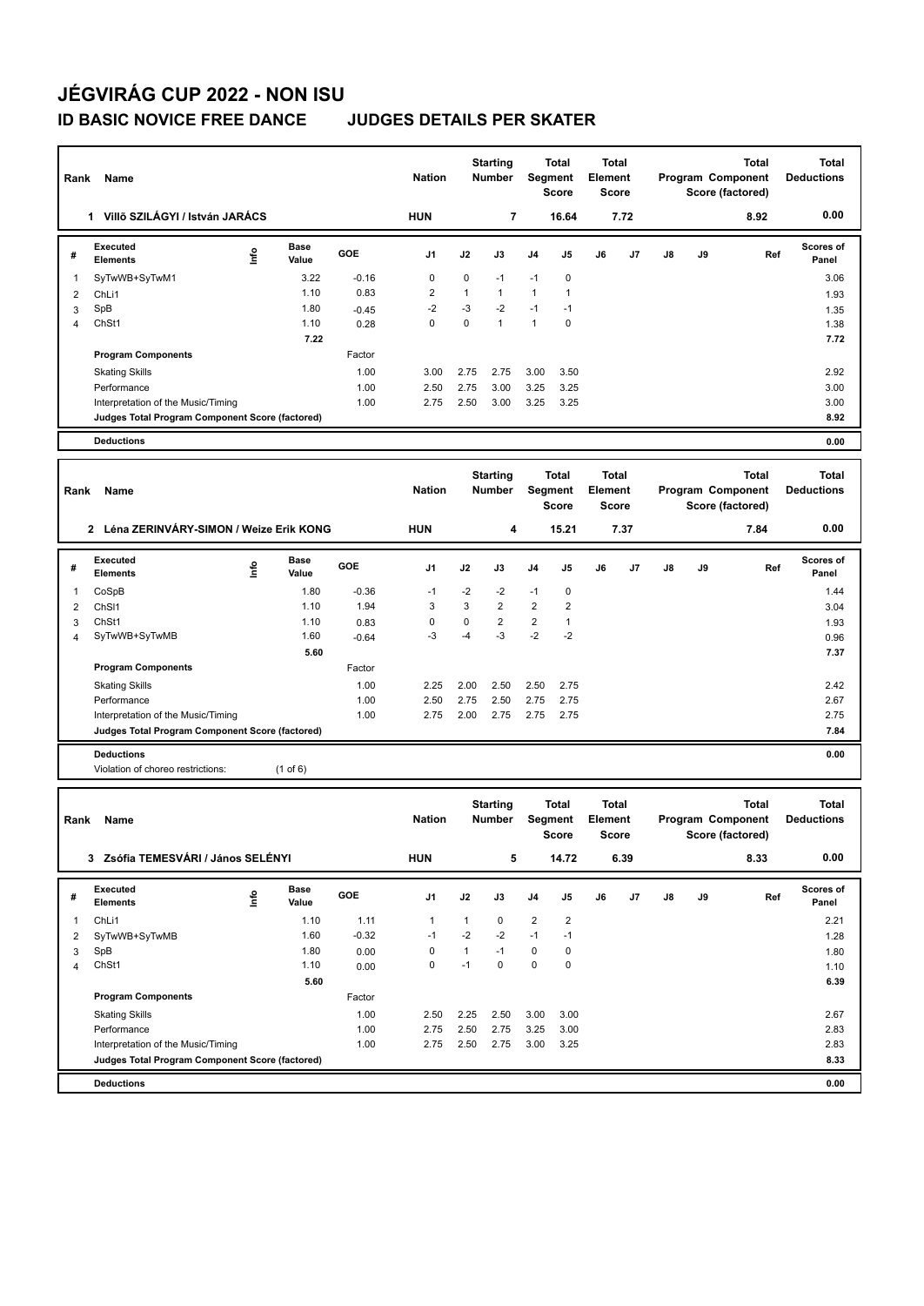# JÉGVIRÁG CUP 2022 - NON ISU

## ID BASIC NOVICE FREE DANCE JUDGES DETAILS PER SKATER

| Rank | Name | Nation | Starting Number | Total Segment Score | Total Element Score | Total Program Component Score (factored) | Total Deductions |
|---|---|---|---|---|---|---|---|
| 1 | Villő SZILÁGYI / István JARÁCS | HUN | 7 | 16.64 | 7.72 | 8.92 | 0.00 |

| # | Executed Elements | Info | Base Value | GOE | J1 | J2 | J3 | J4 | J5 | J6 | J7 | J8 | J9 | Ref | Scores of Panel |
|---|---|---|---|---|---|---|---|---|---|---|---|---|---|---|---|
| 1 | SyTwWB+SyTwM1 | | 3.22 | -0.16 | 0 | 0 | -1 | -1 | 0 | | | | | | 3.06 |
| 2 | ChLi1 | | 1.10 | 0.83 | 2 | 1 | 1 | 1 | 1 | | | | | | 1.93 |
| 3 | SpB | | 1.80 | -0.45 | -2 | -3 | -2 | -1 | -1 | | | | | | 1.35 |
| 4 | ChSt1 | | 1.10 | 0.28 | 0 | 0 | 1 | 1 | 0 | | | | | | 1.38 |
| | | | 7.22 | | | | | | | | | | | | 7.72 |
| | **Program Components** | | | Factor | | | | | | | | | | | |
| | Skating Skills | | | 1.00 | 3.00 | 2.75 | 2.75 | 3.00 | 3.50 | | | | | | 2.92 |
| | Performance | | | 1.00 | 2.50 | 2.75 | 3.00 | 3.25 | 3.25 | | | | | | 3.00 |
| | Interpretation of the Music/Timing | | | 1.00 | 2.75 | 2.50 | 3.00 | 3.25 | 3.25 | | | | | | 3.00 |
| | **Judges Total Program Component Score (factored)** | | | | | | | | | | | | | | 8.92 |
| | **Deductions** | | | | | | | | | | | | | | 0.00 |

| Rank | Name | Nation | Starting Number | Total Segment Score | Total Element Score | Total Program Component Score (factored) | Total Deductions |
|---|---|---|---|---|---|---|---|
| 2 | Léna ZERINVÁRY-SIMON / Weize Erik KONG | HUN | 4 | 15.21 | 7.37 | 7.84 | 0.00 |

| # | Executed Elements | Info | Base Value | GOE | J1 | J2 | J3 | J4 | J5 | J6 | J7 | J8 | J9 | Ref | Scores of Panel |
|---|---|---|---|---|---|---|---|---|---|---|---|---|---|---|---|
| 1 | CoSpB | | 1.80 | -0.36 | -1 | -2 | -2 | -1 | 0 | | | | | | 1.44 |
| 2 | ChSl1 | | 1.10 | 1.94 | 3 | 3 | 2 | 2 | 2 | | | | | | 3.04 |
| 3 | ChSt1 | | 1.10 | 0.83 | 0 | 0 | 2 | 2 | 1 | | | | | | 1.93 |
| 4 | SyTwWB+SyTwMB | | 1.60 | -0.64 | -3 | -4 | -3 | -2 | -2 | | | | | | 0.96 |
| | | | 5.60 | | | | | | | | | | | | 7.37 |
| | **Program Components** | | | Factor | | | | | | | | | | | |
| | Skating Skills | | | 1.00 | 2.25 | 2.00 | 2.50 | 2.50 | 2.75 | | | | | | 2.42 |
| | Performance | | | 1.00 | 2.50 | 2.75 | 2.50 | 2.75 | 2.75 | | | | | | 2.67 |
| | Interpretation of the Music/Timing | | | 1.00 | 2.75 | 2.00 | 2.75 | 2.75 | 2.75 | | | | | | 2.75 |
| | **Judges Total Program Component Score (factored)** | | | | | | | | | | | | | | 7.84 |
| | **Deductions** | | | | | | | | | | | | | | 0.00 |
| | Violation of choreo restrictions: (1 of 6) | | | | | | | | | | | | | | |

| Rank | Name | Nation | Starting Number | Total Segment Score | Total Element Score | Total Program Component Score (factored) | Total Deductions |
|---|---|---|---|---|---|---|---|
| 3 | Zsófia TEMESVÁRI / János SELÉNYI | HUN | 5 | 14.72 | 6.39 | 8.33 | 0.00 |

| # | Executed Elements | Info | Base Value | GOE | J1 | J2 | J3 | J4 | J5 | J6 | J7 | J8 | J9 | Ref | Scores of Panel |
|---|---|---|---|---|---|---|---|---|---|---|---|---|---|---|---|
| 1 | ChLi1 | | 1.10 | 1.11 | 1 | 1 | 0 | 2 | 2 | | | | | | 2.21 |
| 2 | SyTwWB+SyTwMB | | 1.60 | -0.32 | -1 | -2 | -2 | -1 | -1 | | | | | | 1.28 |
| 3 | SpB | | 1.80 | 0.00 | 0 | 1 | -1 | 0 | 0 | | | | | | 1.80 |
| 4 | ChSt1 | | 1.10 | 0.00 | 0 | -1 | 0 | 0 | 0 | | | | | | 1.10 |
| | | | 5.60 | | | | | | | | | | | | 6.39 |
| | **Program Components** | | | Factor | | | | | | | | | | | |
| | Skating Skills | | | 1.00 | 2.50 | 2.25 | 2.50 | 3.00 | 3.00 | | | | | | 2.67 |
| | Performance | | | 1.00 | 2.75 | 2.50 | 2.75 | 3.25 | 3.00 | | | | | | 2.83 |
| | Interpretation of the Music/Timing | | | 1.00 | 2.75 | 2.50 | 2.75 | 3.00 | 3.25 | | | | | | 2.83 |
| | **Judges Total Program Component Score (factored)** | | | | | | | | | | | | | | 8.33 |
| | **Deductions** | | | | | | | | | | | | | | 0.00 |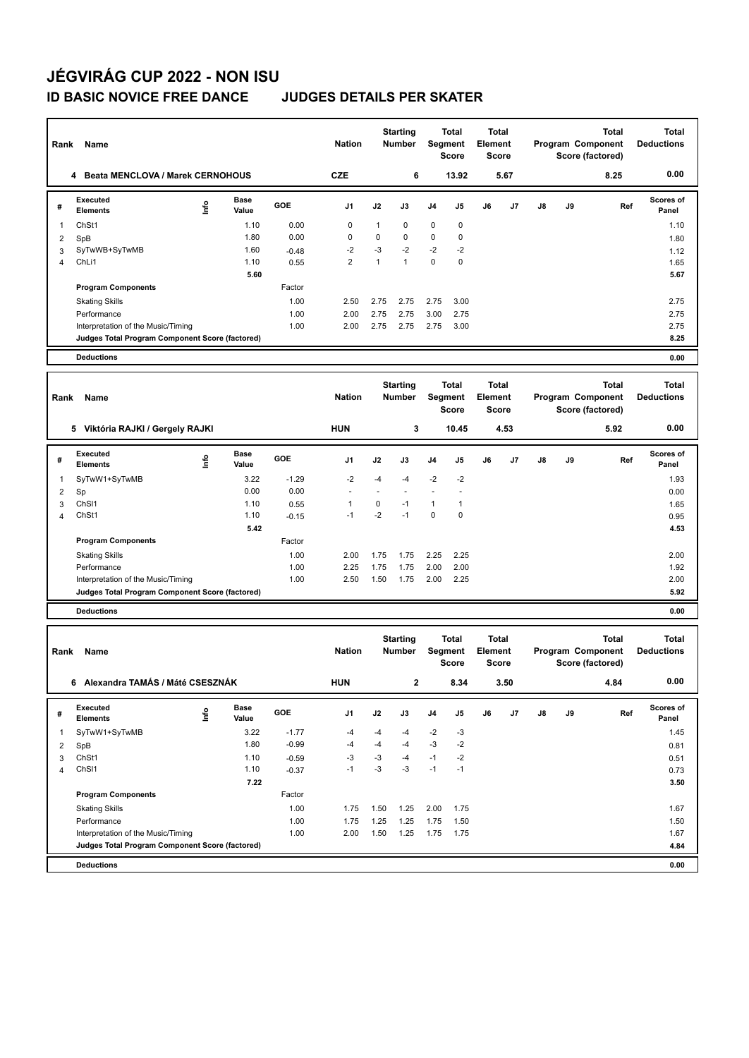# JÉGVIRÁG CUP 2022 - NON ISU

## ID BASIC NOVICE FREE DANCE JUDGES DETAILS PER SKATER

| Rank | Name | Nation | Starting Number | Total Segment Score | Total Element Score | Total Program Component Score (factored) | Total Deductions |
|---|---|---|---|---|---|---|---|
| 4 | Beata MENCLOVA / Marek CERNOHOUS | CZE | 6 | 13.92 | 5.67 | 8.25 | 0.00 |

| # | Executed Elements | Info | Base Value | GOE | J1 | J2 | J3 | J4 | J5 | J6 | J7 | J8 | J9 | Ref | Scores of Panel |
|---|---|---|---|---|---|---|---|---|---|---|---|---|---|---|---|
| 1 | ChSt1 | | 1.10 | 0.00 | 0 | 1 | 0 | 0 | 0 | | | | | | 1.10 |
| 2 | SpB | | 1.80 | 0.00 | 0 | 0 | 0 | 0 | 0 | | | | | | 1.80 |
| 3 | SyTwWB+SyTwMB | | 1.60 | -0.48 | -2 | -3 | -2 | -2 | -2 | | | | | | 1.12 |
| 4 | ChLi1 | | 1.10 | 0.55 | 2 | 1 | 1 | 0 | 0 | | | | | | 1.65 |
| | | | 5.60 | | | | | | | | | | | | 5.67 |
| | **Program Components** | | | Factor | | | | | | | | | | | |
| | Skating Skills | | | 1.00 | 2.50 | 2.75 | 2.75 | 2.75 | 3.00 | | | | | | 2.75 |
| | Performance | | | 1.00 | 2.00 | 2.75 | 2.75 | 3.00 | 2.75 | | | | | | 2.75 |
| | Interpretation of the Music/Timing | | | 1.00 | 2.00 | 2.75 | 2.75 | 2.75 | 3.00 | | | | | | 2.75 |
| | **Judges Total Program Component Score (factored)** | | | | | | | | | | | | | | 8.25 |
| | **Deductions** | | | | | | | | | | | | | | 0.00 |

| Rank | Name | Nation | Starting Number | Total Segment Score | Total Element Score | Total Program Component Score (factored) | Total Deductions |
|---|---|---|---|---|---|---|---|
| 5 | Viktória RAJKI / Gergely RAJKI | HUN | 3 | 10.45 | 4.53 | 5.92 | 0.00 |

| # | Executed Elements | Info | Base Value | GOE | J1 | J2 | J3 | J4 | J5 | J6 | J7 | J8 | J9 | Ref | Scores of Panel |
|---|---|---|---|---|---|---|---|---|---|---|---|---|---|---|---|
| 1 | SyTwW1+SyTwMB | | 3.22 | -1.29 | -2 | -4 | -4 | -2 | -2 | | | | | | 1.93 |
| 2 | Sp | | 0.00 | 0.00 | - | - | - | - | - | | | | | | 0.00 |
| 3 | ChSl1 | | 1.10 | 0.55 | 1 | 0 | -1 | 1 | 1 | | | | | | 1.65 |
| 4 | ChSt1 | | 1.10 | -0.15 | -1 | -2 | -1 | 0 | 0 | | | | | | 0.95 |
| | | | 5.42 | | | | | | | | | | | | 4.53 |
| | **Program Components** | | | Factor | | | | | | | | | | | |
| | Skating Skills | | | 1.00 | 2.00 | 1.75 | 1.75 | 2.25 | 2.25 | | | | | | 2.00 |
| | Performance | | | 1.00 | 2.25 | 1.75 | 1.75 | 2.00 | 2.00 | | | | | | 1.92 |
| | Interpretation of the Music/Timing | | | 1.00 | 2.50 | 1.50 | 1.75 | 2.00 | 2.25 | | | | | | 2.00 |
| | **Judges Total Program Component Score (factored)** | | | | | | | | | | | | | | 5.92 |
| | **Deductions** | | | | | | | | | | | | | | 0.00 |

| Rank | Name | Nation | Starting Number | Total Segment Score | Total Element Score | Total Program Component Score (factored) | Total Deductions |
|---|---|---|---|---|---|---|---|
| 6 | Alexandra TAMÁS / Máté CSESZNÁK | HUN | 2 | 8.34 | 3.50 | 4.84 | 0.00 |

| # | Executed Elements | Info | Base Value | GOE | J1 | J2 | J3 | J4 | J5 | J6 | J7 | J8 | J9 | Ref | Scores of Panel |
|---|---|---|---|---|---|---|---|---|---|---|---|---|---|---|---|
| 1 | SyTwW1+SyTwMB | | 3.22 | -1.77 | -4 | -4 | -4 | -2 | -3 | | | | | | 1.45 |
| 2 | SpB | | 1.80 | -0.99 | -4 | -4 | -4 | -3 | -2 | | | | | | 0.81 |
| 3 | ChSt1 | | 1.10 | -0.59 | -3 | -3 | -4 | -1 | -2 | | | | | | 0.51 |
| 4 | ChSl1 | | 1.10 | -0.37 | -1 | -3 | -3 | -1 | -1 | | | | | | 0.73 |
| | | | 7.22 | | | | | | | | | | | | 3.50 |
| | **Program Components** | | | Factor | | | | | | | | | | | |
| | Skating Skills | | | 1.00 | 1.75 | 1.50 | 1.25 | 2.00 | 1.75 | | | | | | 1.67 |
| | Performance | | | 1.00 | 1.75 | 1.25 | 1.25 | 1.75 | 1.50 | | | | | | 1.50 |
| | Interpretation of the Music/Timing | | | 1.00 | 2.00 | 1.50 | 1.25 | 1.75 | 1.75 | | | | | | 1.67 |
| | **Judges Total Program Component Score (factored)** | | | | | | | | | | | | | | 4.84 |
| | **Deductions** | | | | | | | | | | | | | | 0.00 |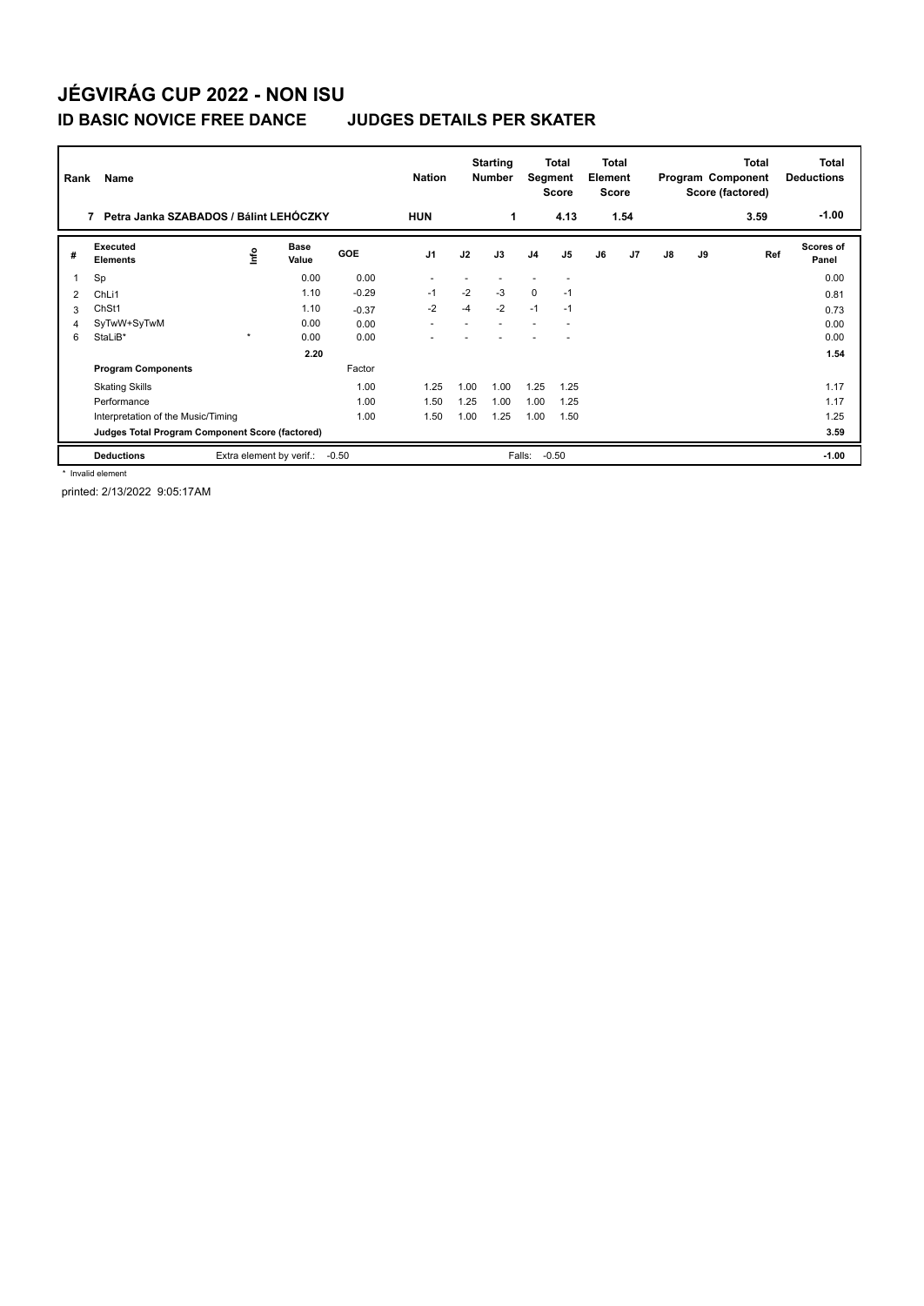# JÉGVIRÁG CUP 2022 - NON ISU

## ID BASIC NOVICE FREE DANCE JUDGES DETAILS PER SKATER

| Rank | Name | Nation | Starting Number | Total Segment Score | Total Element Score | Total Program Component Score (factored) | Total Deductions |
|---|---|---|---|---|---|---|---|
| 7 | Petra Janka SZABADOS / Bálint LEHÓCZKY | HUN | 1 | 4.13 | 1.54 | 3.59 | -1.00 |

| # | Executed Elements | Info | Base Value | GOE | J1 | J2 | J3 | J4 | J5 | J6 | J7 | J8 | J9 | Ref | Scores of Panel |
|---|---|---|---|---|---|---|---|---|---|---|---|---|---|---|---|
| 1 | Sp | | 0.00 | 0.00 | - | - | - | - | - | | | | | | 0.00 |
| 2 | ChLi1 | | 1.10 | -0.29 | -1 | -2 | -3 | 0 | -1 | | | | | | 0.81 |
| 3 | ChSt1 | | 1.10 | -0.37 | -2 | -4 | -2 | -1 | -1 | | | | | | 0.73 |
| 4 | SyTwW+SyTwM | | 0.00 | 0.00 | - | - | - | - | - | | | | | | 0.00 |
| 6 | StaLiB* | * | 0.00 | 0.00 | - | - | - | - | - | | | | | | 0.00 |
| | | | 2.20 | | | | | | | | | | | | 1.54 |
| | **Program Components** | | | Factor | | | | | | | | | | | |
| | Skating Skills | | | 1.00 | 1.25 | 1.00 | 1.00 | 1.25 | 1.25 | | | | | | 1.17 |
| | Performance | | | 1.00 | 1.50 | 1.25 | 1.00 | 1.00 | 1.25 | | | | | | 1.17 |
| | Interpretation of the Music/Timing | | | 1.00 | 1.50 | 1.00 | 1.25 | 1.00 | 1.50 | | | | | | 1.25 |
| | **Judges Total Program Component Score (factored)** | | | | | | | | | | | | | | 3.59 |
| | **Deductions** | Extra element by verif.: | | -0.50 | | | Falls: | -0.50 | | | | | | | -1.00 |

\* Invalid element

printed: 2/13/2022 9:05:17AM